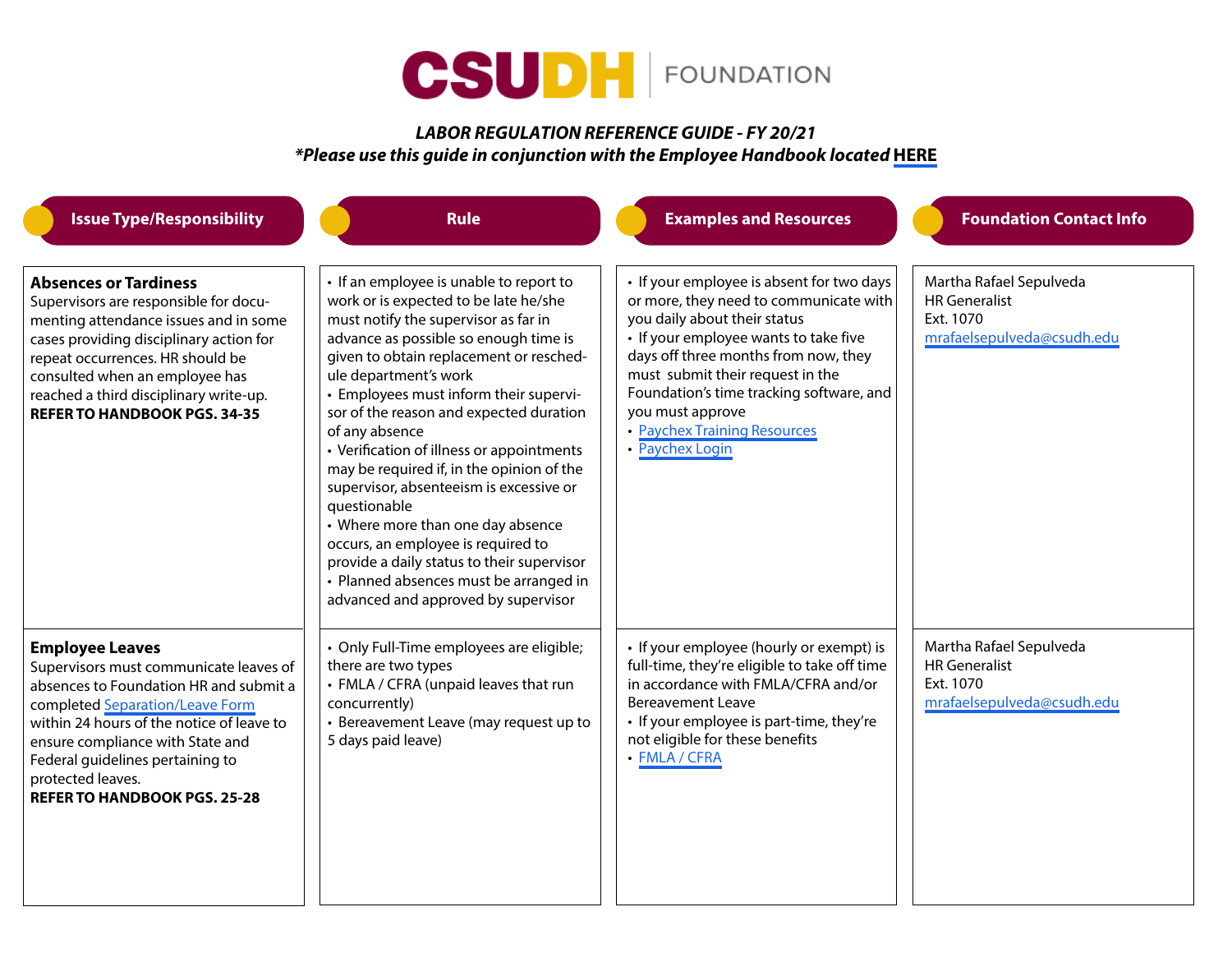# CSUDH FOUNDATION

***LABOR REGULATION REFERENCE GUIDE - FY 20/21***

***\*Please use this guide in conjunction with the Employee Handbook located HERE***

| Issue Type/Responsibility | Rule | Examples and Resources | Foundation Contact Info |
|---|---|---|---|
| **Absences or Tardiness**<br>Supervisors are responsible for documenting attendance issues and in some cases providing disciplinary action for repeat occurrences. HR should be consulted when an employee has reached a third disciplinary write-up.<br>**REFER TO HANDBOOK PGS. 34-35** | • If an employee is unable to report to work or is expected to be late he/she must notify the supervisor as far in advance as possible so enough time is given to obtain replacement or reschedule department's work<br>• Employees must inform their supervisor of the reason and expected duration of any absence<br>• Verification of illness or appointments may be required if, in the opinion of the supervisor, absenteeism is excessive or questionable<br>• Where more than one day absence occurs, an employee is required to provide a daily status to their supervisor<br>• Planned absences must be arranged in advanced and approved by supervisor | • If your employee is absent for two days or more, they need to communicate with you daily about their status<br>• If your employee wants to take five days off three months from now, they must submit their request in the Foundation's time tracking software, and you must approve<br>• Paychex Training Resources<br>• Paychex Login | Martha Rafael Sepulveda<br>HR Generalist<br>Ext. 1070<br>mrafaelsepulveda@csudh.edu |
| **Employee Leaves**<br>Supervisors must communicate leaves of absences to Foundation HR and submit a completed Separation/Leave Form within 24 hours of the notice of leave to ensure compliance with State and Federal guidelines pertaining to protected leaves.<br>**REFER TO HANDBOOK PGS. 25-28** | • Only Full-Time employees are eligible; there are two types<br>• FMLA / CFRA (unpaid leaves that run concurrently)<br>• Bereavement Leave (may request up to 5 days paid leave) | • If your employee (hourly or exempt) is full-time, they're eligible to take off time in accordance with FMLA/CFRA and/or Bereavement Leave<br>• If your employee is part-time, they're not eligible for these benefits<br>• FMLA / CFRA | Martha Rafael Sepulveda<br>HR Generalist<br>Ext. 1070<br>mrafaelsepulveda@csudh.edu |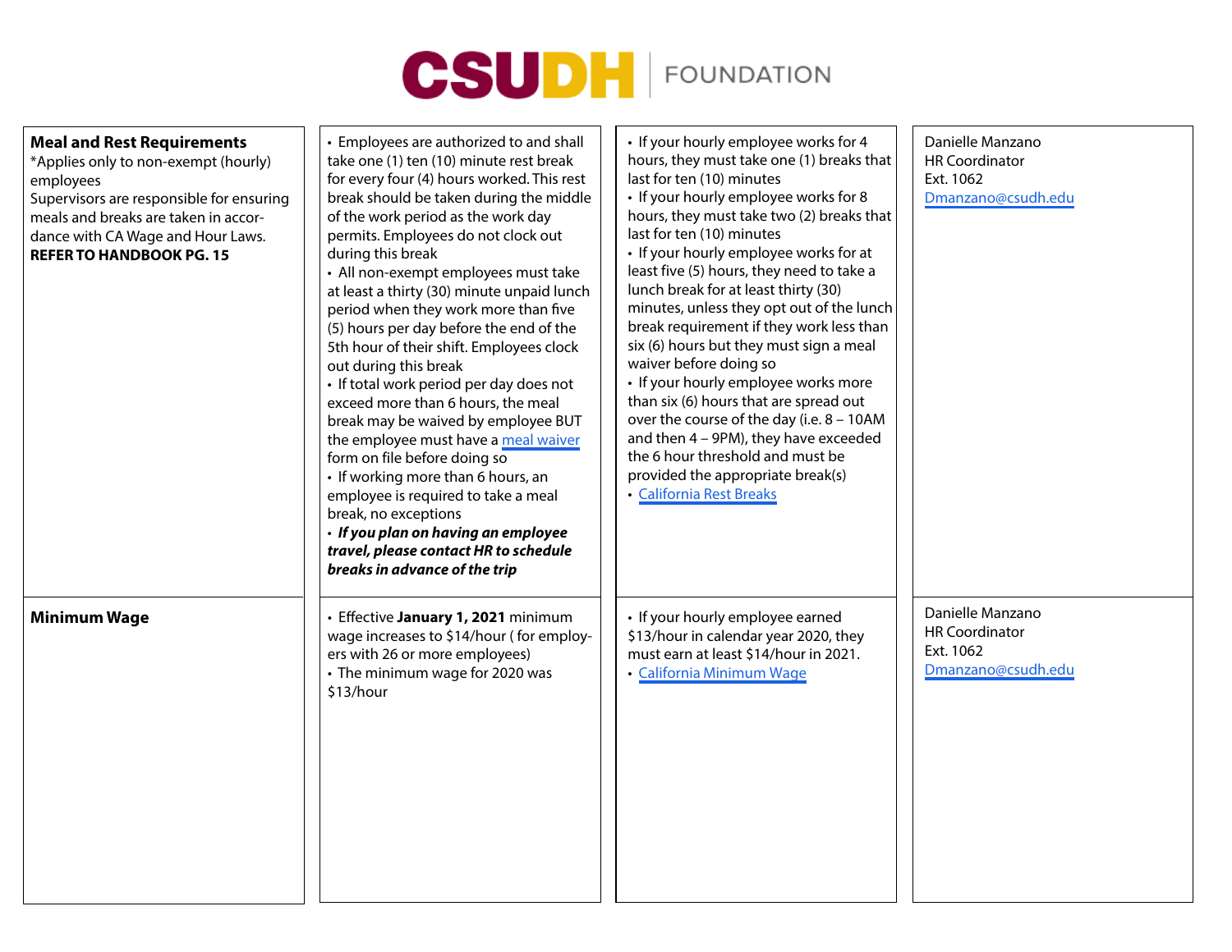| Meal and Rest Requirements | | | |
|---|---|---|---|
| **Meal and Rest Requirements**<br>*Applies only to non-exempt (hourly) employees<br>Supervisors are responsible for ensuring meals and breaks are taken in accordance with CA Wage and Hour Laws.<br>**REFER TO HANDBOOK PG. 15** | • Employees are authorized to and shall take one (1) ten (10) minute rest break for every four (4) hours worked. This rest break should be taken during the middle of the work period as the work day permits. Employees do not clock out during this break<br>• All non-exempt employees must take at least a thirty (30) minute unpaid lunch period when they work more than five (5) hours per day before the end of the 5th hour of their shift. Employees clock out during this break<br>• If total work period per day does not exceed more than 6 hours, the meal break may be waived by employee BUT the employee must have a meal waiver form on file before doing so<br>• If working more than 6 hours, an employee is required to take a meal break, no exceptions<br>• ***If you plan on having an employee travel, please contact HR to schedule breaks in advance of the trip*** | • If your hourly employee works for 4 hours, they must take one (1) breaks that last for ten (10) minutes<br>• If your hourly employee works for 8 hours, they must take two (2) breaks that last for ten (10) minutes<br>• If your hourly employee works for at least five (5) hours, they need to take a lunch break for at least thirty (30) minutes, unless they opt out of the lunch break requirement if they work less than six (6) hours but they must sign a meal waiver before doing so<br>• If your hourly employee works more than six (6) hours that are spread out over the course of the day (i.e. 8 – 10AM and then 4 – 9PM), they have exceeded the 6 hour threshold and must be provided the appropriate break(s)<br>• California Rest Breaks | Danielle Manzano<br>HR Coordinator<br>Ext. 1062<br>Dmanzano@csudh.edu |
| **Minimum Wage** | • Effective **January 1, 2021** minimum wage increases to $14/hour ( for employers with 26 or more employees)<br>• The minimum wage for 2020 was $13/hour | • If your hourly employee earned $13/hour in calendar year 2020, they must earn at least $14/hour in 2021.<br>• California Minimum Wage | Danielle Manzano<br>HR Coordinator<br>Ext. 1062<br>Dmanzano@csudh.edu |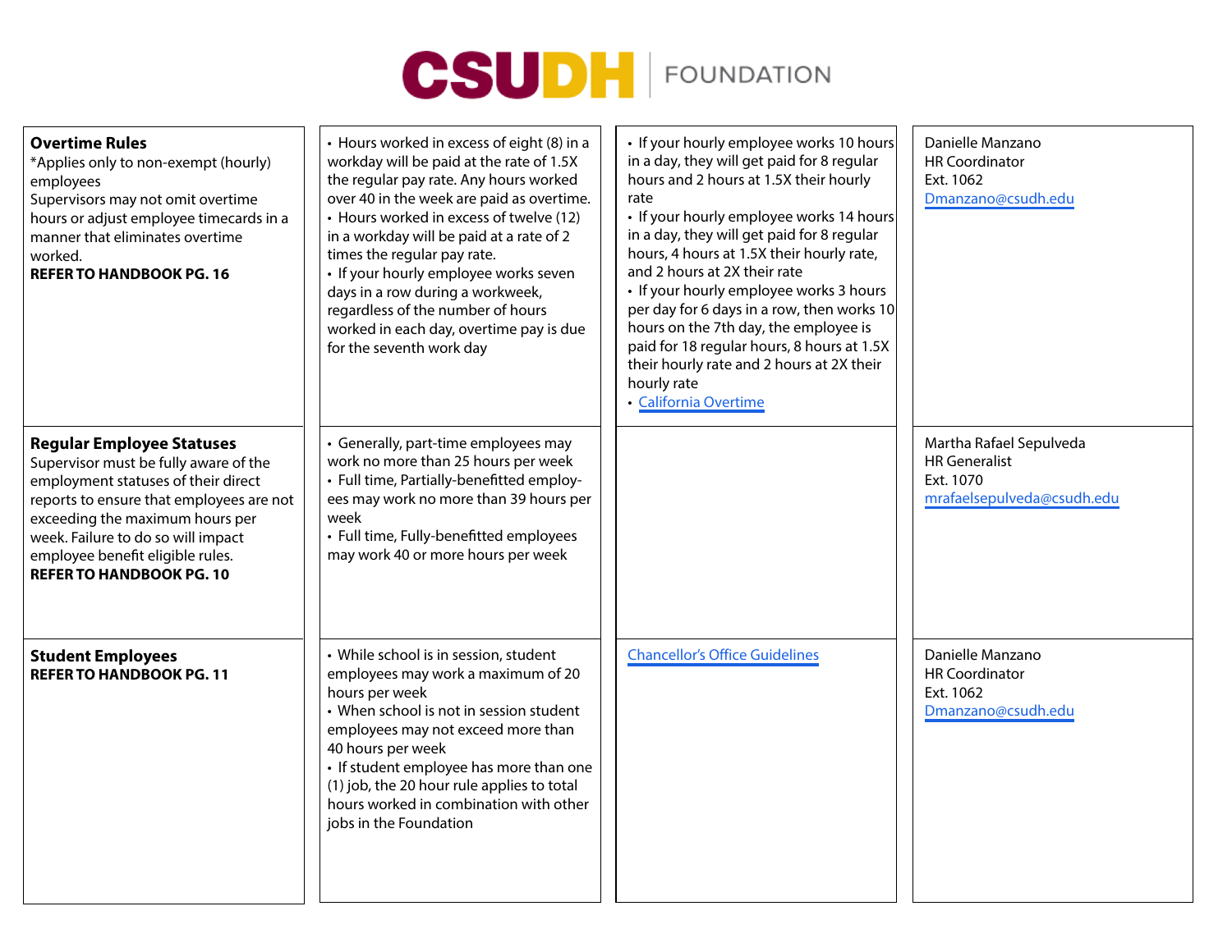**CSUDH** | FOUNDATION

| | | | |
|---|---|---|---|
| **Overtime Rules**<br>*Applies only to non-exempt (hourly) employees<br>Supervisors may not omit overtime hours or adjust employee timecards in a manner that eliminates overtime worked.<br>**REFER TO HANDBOOK PG. 16** | • Hours worked in excess of eight (8) in a workday will be paid at the rate of 1.5X the regular pay rate. Any hours worked over 40 in the week are paid as overtime.<br>• Hours worked in excess of twelve (12) in a workday will be paid at a rate of 2 times the regular pay rate.<br>• If your hourly employee works seven days in a row during a workweek, regardless of the number of hours worked in each day, overtime pay is due for the seventh work day | • If your hourly employee works 10 hours in a day, they will get paid for 8 regular hours and 2 hours at 1.5X their hourly rate<br>• If your hourly employee works 14 hours in a day, they will get paid for 8 regular hours, 4 hours at 1.5X their hourly rate, and 2 hours at 2X their rate<br>• If your hourly employee works 3 hours per day for 6 days in a row, then works 10 hours on the 7th day, the employee is paid for 18 regular hours, 8 hours at 1.5X their hourly rate and 2 hours at 2X their hourly rate<br>• California Overtime | Danielle Manzano<br>HR Coordinator<br>Ext. 1062<br>Dmanzano@csudh.edu |
| **Regular Employee Statuses**<br>Supervisor must be fully aware of the employment statuses of their direct reports to ensure that employees are not exceeding the maximum hours per week. Failure to do so will impact employee benefit eligible rules.<br>**REFER TO HANDBOOK PG. 10** | • Generally, part-time employees may work no more than 25 hours per week<br>• Full time, Partially-benefitted employees may work no more than 39 hours per week<br>• Full time, Fully-benefitted employees may work 40 or more hours per week | | Martha Rafael Sepulveda<br>HR Generalist<br>Ext. 1070<br>mrafaelsepulveda@csudh.edu |
| **Student Employees**<br>**REFER TO HANDBOOK PG. 11** | • While school is in session, student employees may work a maximum of 20 hours per week<br>• When school is not in session student employees may not exceed more than 40 hours per week<br>• If student employee has more than one (1) job, the 20 hour rule applies to total hours worked in combination with other jobs in the Foundation | Chancellor's Office Guidelines | Danielle Manzano<br>HR Coordinator<br>Ext. 1062<br>Dmanzano@csudh.edu |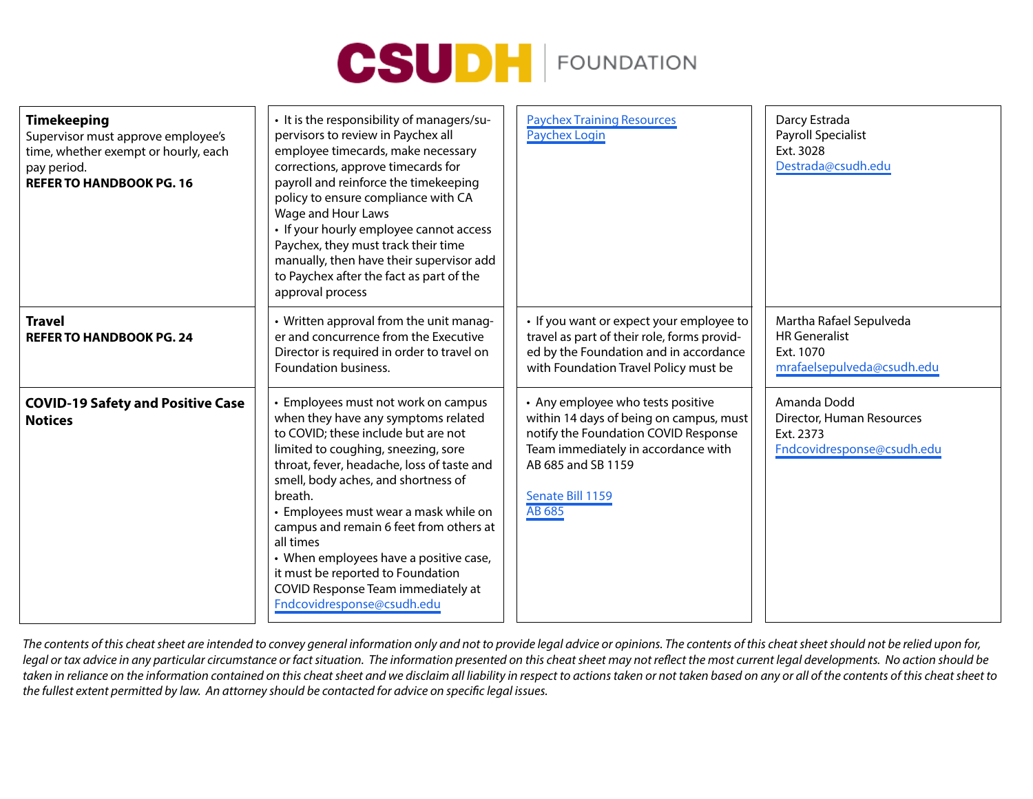CSUDH FOUNDATION

| | | | |
|---|---|---|---|
| **Timekeeping**<br>Supervisor must approve employee's time, whether exempt or hourly, each pay period.<br>**REFER TO HANDBOOK PG. 16** | • It is the responsibility of managers/supervisors to review in Paychex all employee timecards, make necessary corrections, approve timecards for payroll and reinforce the timekeeping policy to ensure compliance with CA Wage and Hour Laws<br>• If your hourly employee cannot access Paychex, they must track their time manually, then have their supervisor add to Paychex after the fact as part of the approval process | Paychex Training Resources<br>Paychex Login | Darcy Estrada<br>Payroll Specialist<br>Ext. 3028<br>Destrada@csudh.edu |
| **Travel**<br>**REFER TO HANDBOOK PG. 24** | • Written approval from the unit manager and concurrence from the Executive Director is required in order to travel on Foundation business. | • If you want or expect your employee to travel as part of their role, forms provided by the Foundation and in accordance with Foundation Travel Policy must be | Martha Rafael Sepulveda<br>HR Generalist<br>Ext. 1070<br>mrafaelsepulveda@csudh.edu |
| **COVID-19 Safety and Positive Case Notices** | • Employees must not work on campus when they have any symptoms related to COVID; these include but are not limited to coughing, sneezing, sore throat, fever, headache, loss of taste and smell, body aches, and shortness of breath.<br>• Employees must wear a mask while on campus and remain 6 feet from others at all times<br>• When employees have a positive case, it must be reported to Foundation COVID Response Team immediately at Fndcovidresponse@csudh.edu | • Any employee who tests positive within 14 days of being on campus, must notify the Foundation COVID Response Team immediately in accordance with AB 685 and SB 1159<br><br>Senate Bill 1159<br>AB 685 | Amanda Dodd<br>Director, Human Resources<br>Ext. 2373<br>Fndcovidresponse@csudh.edu |

*The contents of this cheat sheet are intended to convey general information only and not to provide legal advice or opinions. The contents of this cheat sheet should not be relied upon for, legal or tax advice in any particular circumstance or fact situation. The information presented on this cheat sheet may not reflect the most current legal developments. No action should be taken in reliance on the information contained on this cheat sheet and we disclaim all liability in respect to actions taken or not taken based on any or all of the contents of this cheat sheet to the fullest extent permitted by law. An attorney should be contacted for advice on specific legal issues.*